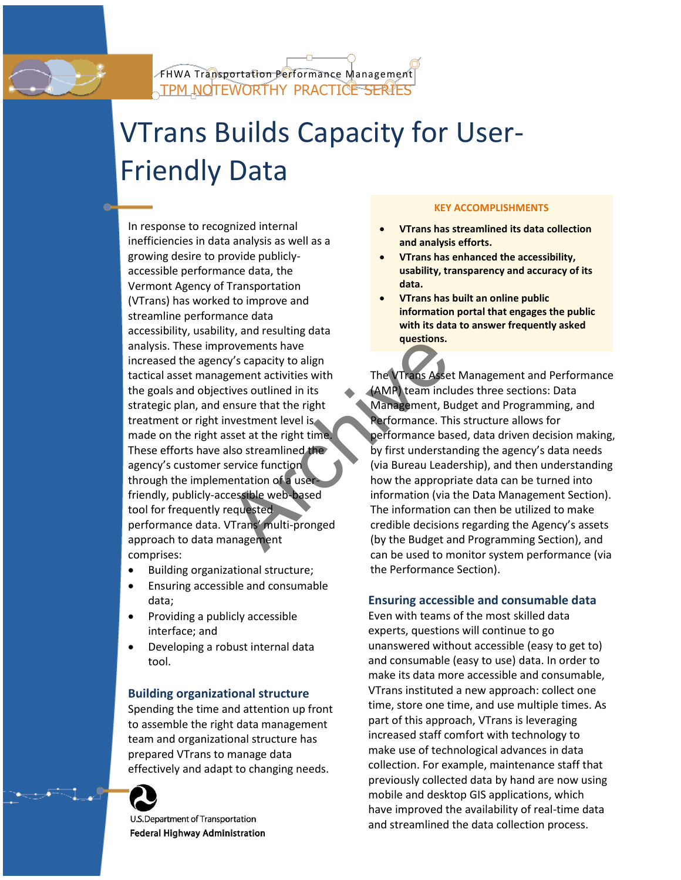FHWA Transportation Performance Management
TPM NOTEWORTHY PRACTICE SERIES

# VTrans Builds Capacity for User-Friendly Data

In response to recognized internal inefficiencies in data analysis as well as a growing desire to provide publicly-accessible performance data, the Vermont Agency of Transportation (VTrans) has worked to improve and streamline performance data accessibility, usability, and resulting data analysis. These improvements have increased the agency's capacity to align tactical asset management activities with the goals and objectives outlined in its strategic plan, and ensure that the right treatment or right investment level is made on the right asset at the right time. These efforts have also streamlined the agency's customer service function through the implementation of a user-friendly, publicly-accessible web-based tool for frequently requested performance data. VTrans' multi-pronged approach to data management comprises:

- Building organizational structure;
- Ensuring accessible and consumable data;
- Providing a publicly accessible interface; and
- Developing a robust internal data tool.

## Building organizational structure

Spending the time and attention up front to assemble the right data management team and organizational structure has prepared VTrans to manage data effectively and adapt to changing needs.

**KEY ACCOMPLISHMENTS**

- **VTrans has streamlined its data collection and analysis efforts.**
- **VTrans has enhanced the accessibility, usability, transparency and accuracy of its data.**
- **VTrans has built an online public information portal that engages the public with its data to answer frequently asked questions.**

The VTrans Asset Management and Performance (AMP) team includes three sections: Data Management, Budget and Programming, and Performance. This structure allows for performance based, data driven decision making, by first understanding the agency's data needs (via Bureau Leadership), and then understanding how the appropriate data can be turned into information (via the Data Management Section). The information can then be utilized to make credible decisions regarding the Agency's assets (by the Budget and Programming Section), and can be used to monitor system performance (via the Performance Section).

## Ensuring accessible and consumable data

Even with teams of the most skilled data experts, questions will continue to go unanswered without accessible (easy to get to) and consumable (easy to use) data. In order to make its data more accessible and consumable, VTrans instituted a new approach: collect one time, store one time, and use multiple times. As part of this approach, VTrans is leveraging increased staff comfort with technology to make use of technological advances in data collection. For example, maintenance staff that previously collected data by hand are now using mobile and desktop GIS applications, which have improved the availability of real-time data and streamlined the data collection process.

U.S. Department of Transportation
Federal Highway Administration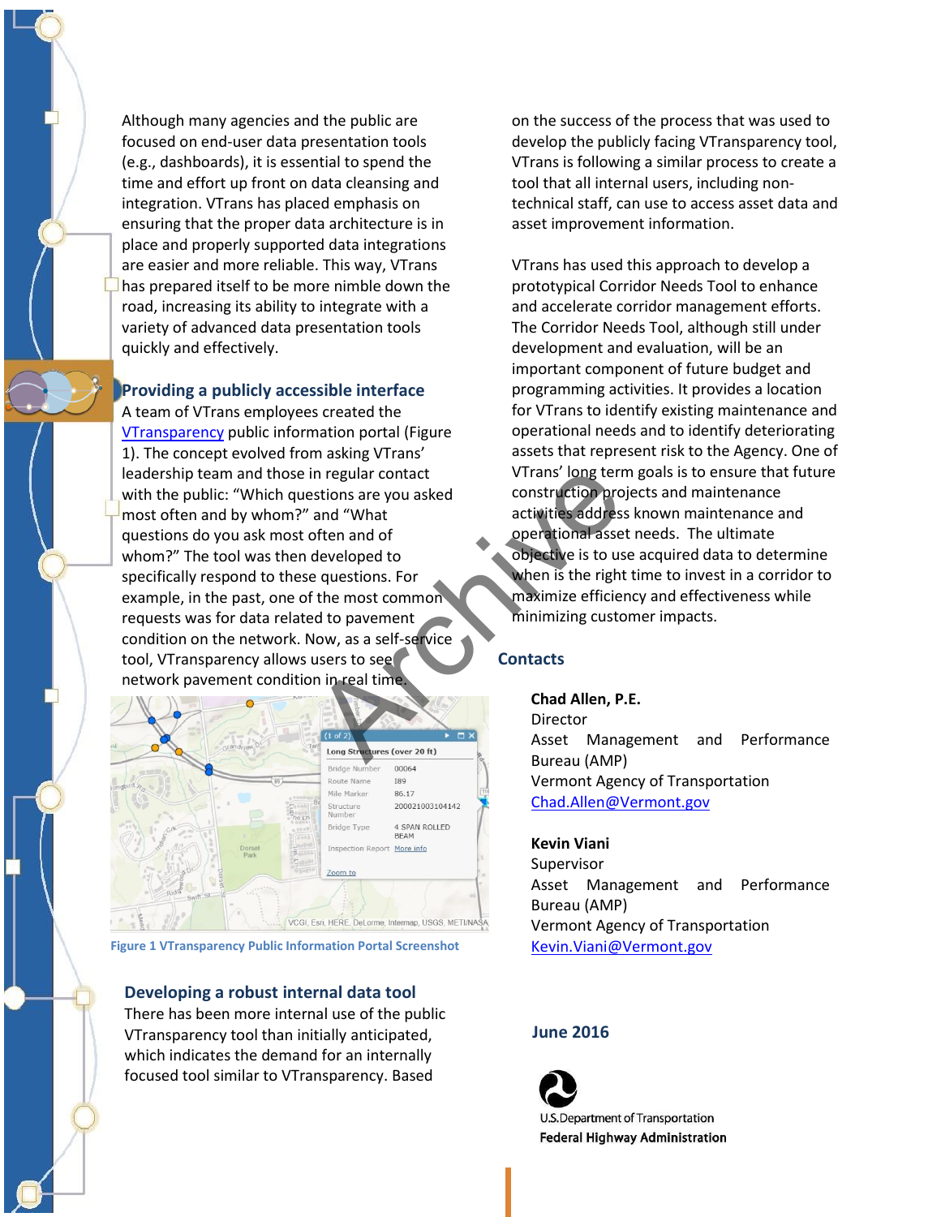Although many agencies and the public are focused on end-user data presentation tools (e.g., dashboards), it is essential to spend the time and effort up front on data cleansing and integration. VTrans has placed emphasis on ensuring that the proper data architecture is in place and properly supported data integrations are easier and more reliable. This way, VTrans has prepared itself to be more nimble down the road, increasing its ability to integrate with a variety of advanced data presentation tools quickly and effectively.

## Providing a publicly accessible interface

A team of VTrans employees created the VTransparency public information portal (Figure 1). The concept evolved from asking VTrans' leadership team and those in regular contact with the public: "Which questions are you asked most often and by whom?" and "What questions do you ask most often and of whom?" The tool was then developed to specifically respond to these questions. For example, in the past, one of the most common requests was for data related to pavement condition on the network. Now, as a self-service tool, VTransparency allows users to see network pavement condition in real time.

Figure 1 VTransparency Public Information Portal Screenshot

## Developing a robust internal data tool

There has been more internal use of the public VTransparency tool than initially anticipated, which indicates the demand for an internally focused tool similar to VTransparency. Based on the success of the process that was used to develop the publicly facing VTransparency tool, VTrans is following a similar process to create a tool that all internal users, including non-technical staff, can use to access asset data and asset improvement information.

VTrans has used this approach to develop a prototypical Corridor Needs Tool to enhance and accelerate corridor management efforts. The Corridor Needs Tool, although still under development and evaluation, will be an important component of future budget and programming activities. It provides a location for VTrans to identify existing maintenance and operational needs and to identify deteriorating assets that represent risk to the Agency. One of VTrans' long term goals is to ensure that future construction projects and maintenance activities address known maintenance and operational asset needs. The ultimate objective is to use acquired data to determine when is the right time to invest in a corridor to maximize efficiency and effectiveness while minimizing customer impacts.

## Contacts

**Chad Allen, P.E.**
Director
Asset Management and Performance Bureau (AMP)
Vermont Agency of Transportation
Chad.Allen@Vermont.gov

**Kevin Viani**
Supervisor
Asset Management and Performance Bureau (AMP)
Vermont Agency of Transportation
Kevin.Viani@Vermont.gov

**June 2016**

U.S. Department of Transportation
Federal Highway Administration